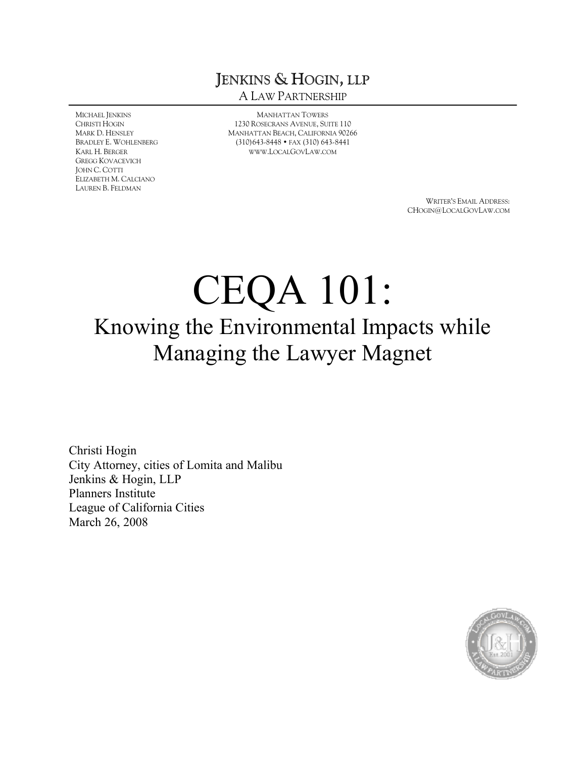JENKINS & HOGIN, LLP
A LAW PARTNERSHIP

MICHAEL JENKINS
CHRISTI HOGIN
MARK D. HENSLEY
BRADLEY E. WOHLENBERG
KARL H. BERGER
GREGG KOVACEVICH
JOHN C. COTTI
ELIZABETH M. CALCIANO
LAUREN B. FELDMAN

MANHATTAN TOWERS
1230 ROSECRANS AVENUE, SUITE 110
MANHATTAN BEACH, CALIFORNIA 90266
(310)643-8448 • FAX (310) 643-8441
WWW.LOCALGOVLAW.COM

WRITER'S EMAIL ADDRESS:
CHOGIN@LOCALGOVLAW.COM

# CEQA 101:

## Knowing the Environmental Impacts while Managing the Lawyer Magnet

Christi Hogin
City Attorney, cities of Lomita and Malibu
Jenkins & Hogin, LLP
Planners Institute
League of California Cities
March 26, 2008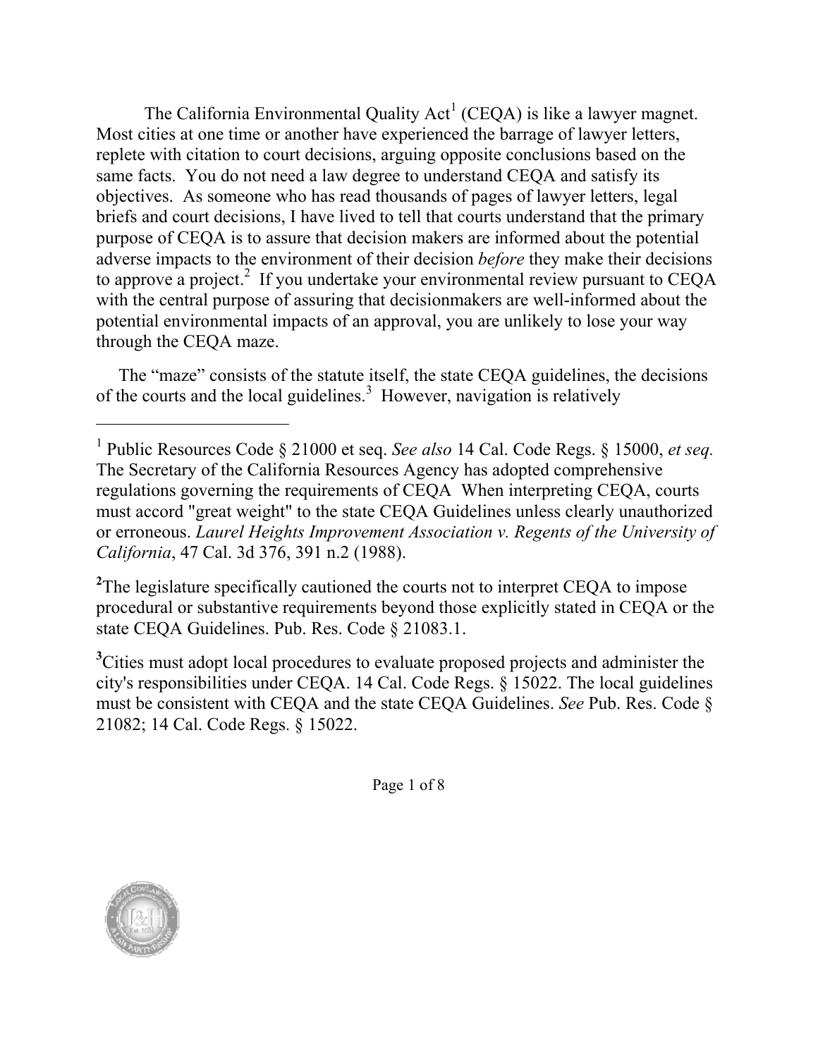The California Environmental Quality Act[1] (CEQA) is like a lawyer magnet. Most cities at one time or another have experienced the barrage of lawyer letters, replete with citation to court decisions, arguing opposite conclusions based on the same facts. You do not need a law degree to understand CEQA and satisfy its objectives. As someone who has read thousands of pages of lawyer letters, legal briefs and court decisions, I have lived to tell that courts understand that the primary purpose of CEQA is to assure that decision makers are informed about the potential adverse impacts to the environment of their decision *before* they make their decisions to approve a project.[2] If you undertake your environmental review pursuant to CEQA with the central purpose of assuring that decisionmakers are well-informed about the potential environmental impacts of an approval, you are unlikely to lose your way through the CEQA maze.

The "maze" consists of the statute itself, the state CEQA guidelines, the decisions of the courts and the local guidelines.[3] However, navigation is relatively

---

[1] Public Resources Code § 21000 et seq. *See also* 14 Cal. Code Regs. § 15000, *et seq.* The Secretary of the California Resources Agency has adopted comprehensive regulations governing the requirements of CEQA When interpreting CEQA, courts must accord "great weight" to the state CEQA Guidelines unless clearly unauthorized or erroneous. *Laurel Heights Improvement Association v. Regents of the University of California*, 47 Cal. 3d 376, 391 n.2 (1988).

[2] The legislature specifically cautioned the courts not to interpret CEQA to impose procedural or substantive requirements beyond those explicitly stated in CEQA or the state CEQA Guidelines. Pub. Res. Code § 21083.1.

[3] Cities must adopt local procedures to evaluate proposed projects and administer the city's responsibilities under CEQA. 14 Cal. Code Regs. § 15022. The local guidelines must be consistent with CEQA and the state CEQA Guidelines. *See* Pub. Res. Code § 21082; 14 Cal. Code Regs. § 15022.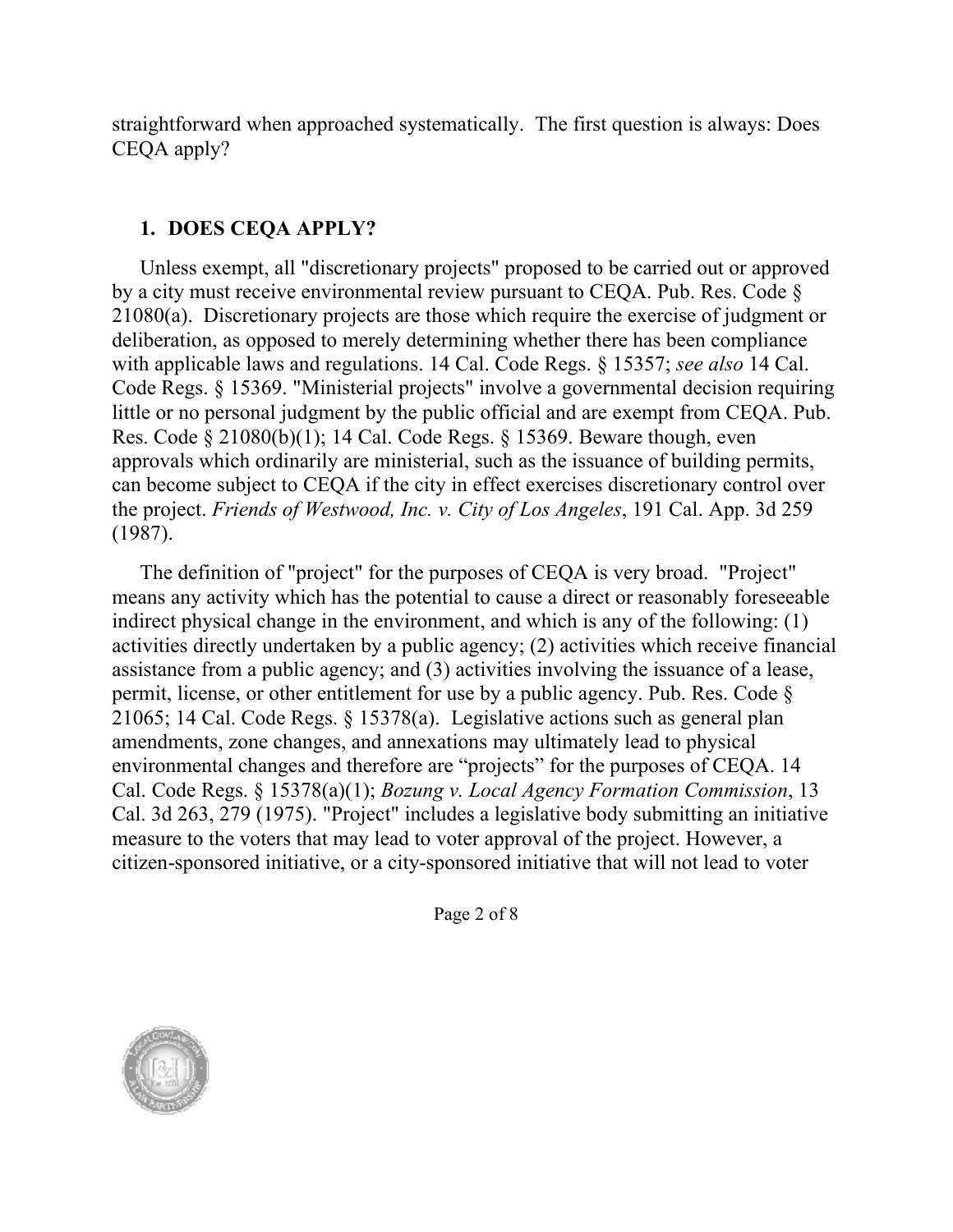straightforward when approached systematically. The first question is always: Does CEQA apply?

## 1. DOES CEQA APPLY?

Unless exempt, all "discretionary projects" proposed to be carried out or approved by a city must receive environmental review pursuant to CEQA. Pub. Res. Code § 21080(a). Discretionary projects are those which require the exercise of judgment or deliberation, as opposed to merely determining whether there has been compliance with applicable laws and regulations. 14 Cal. Code Regs. § 15357; *see also* 14 Cal. Code Regs. § 15369. "Ministerial projects" involve a governmental decision requiring little or no personal judgment by the public official and are exempt from CEQA. Pub. Res. Code § 21080(b)(1); 14 Cal. Code Regs. § 15369. Beware though, even approvals which ordinarily are ministerial, such as the issuance of building permits, can become subject to CEQA if the city in effect exercises discretionary control over the project. *Friends of Westwood, Inc. v. City of Los Angeles*, 191 Cal. App. 3d 259 (1987).

The definition of "project" for the purposes of CEQA is very broad. "Project" means any activity which has the potential to cause a direct or reasonably foreseeable indirect physical change in the environment, and which is any of the following: (1) activities directly undertaken by a public agency; (2) activities which receive financial assistance from a public agency; and (3) activities involving the issuance of a lease, permit, license, or other entitlement for use by a public agency. Pub. Res. Code § 21065; 14 Cal. Code Regs. § 15378(a). Legislative actions such as general plan amendments, zone changes, and annexations may ultimately lead to physical environmental changes and therefore are "projects" for the purposes of CEQA. 14 Cal. Code Regs. § 15378(a)(1); *Bozung v. Local Agency Formation Commission*, 13 Cal. 3d 263, 279 (1975). "Project" includes a legislative body submitting an initiative measure to the voters that may lead to voter approval of the project. However, a citizen-sponsored initiative, or a city-sponsored initiative that will not lead to voter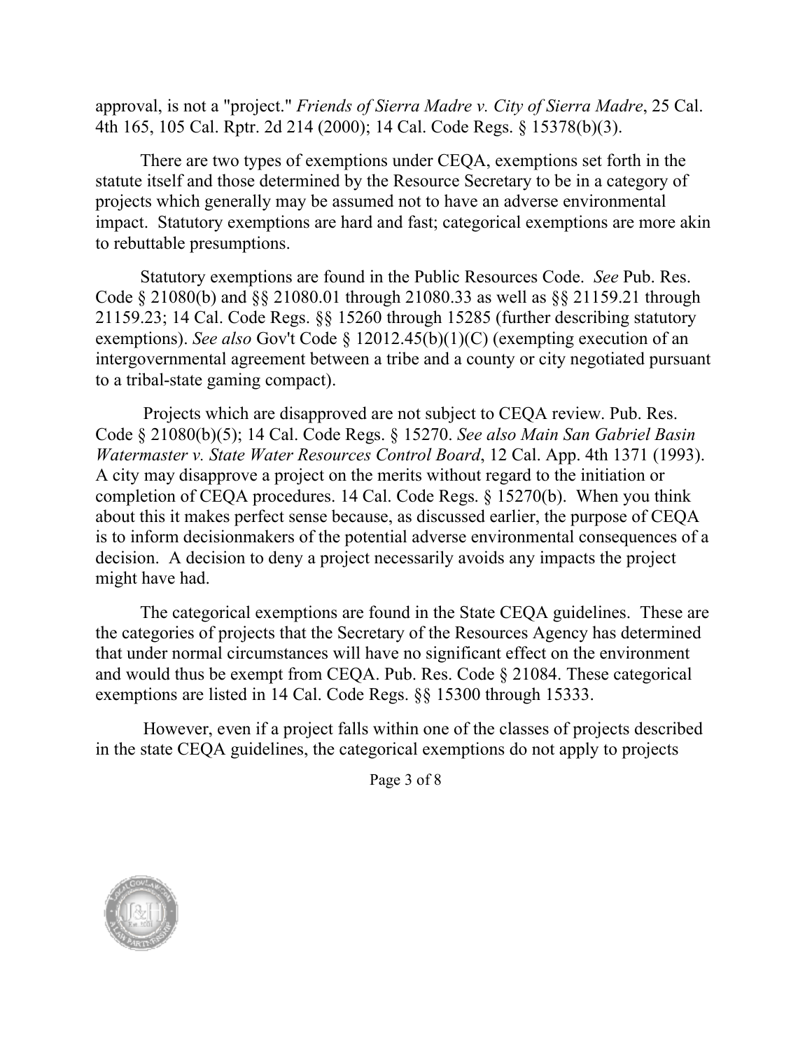approval, is not a "project." *Friends of Sierra Madre v. City of Sierra Madre*, 25 Cal. 4th 165, 105 Cal. Rptr. 2d 214 (2000); 14 Cal. Code Regs. § 15378(b)(3).

There are two types of exemptions under CEQA, exemptions set forth in the statute itself and those determined by the Resource Secretary to be in a category of projects which generally may be assumed not to have an adverse environmental impact. Statutory exemptions are hard and fast; categorical exemptions are more akin to rebuttable presumptions.

Statutory exemptions are found in the Public Resources Code. *See* Pub. Res. Code § 21080(b) and §§ 21080.01 through 21080.33 as well as §§ 21159.21 through 21159.23; 14 Cal. Code Regs. §§ 15260 through 15285 (further describing statutory exemptions). *See also* Gov't Code § 12012.45(b)(1)(C) (exempting execution of an intergovernmental agreement between a tribe and a county or city negotiated pursuant to a tribal-state gaming compact).

Projects which are disapproved are not subject to CEQA review. Pub. Res. Code § 21080(b)(5); 14 Cal. Code Regs. § 15270. *See also Main San Gabriel Basin Watermaster v. State Water Resources Control Board*, 12 Cal. App. 4th 1371 (1993). A city may disapprove a project on the merits without regard to the initiation or completion of CEQA procedures. 14 Cal. Code Regs. § 15270(b). When you think about this it makes perfect sense because, as discussed earlier, the purpose of CEQA is to inform decisionmakers of the potential adverse environmental consequences of a decision. A decision to deny a project necessarily avoids any impacts the project might have had.

The categorical exemptions are found in the State CEQA guidelines. These are the categories of projects that the Secretary of the Resources Agency has determined that under normal circumstances will have no significant effect on the environment and would thus be exempt from CEQA. Pub. Res. Code § 21084. These categorical exemptions are listed in 14 Cal. Code Regs. §§ 15300 through 15333.

However, even if a project falls within one of the classes of projects described in the state CEQA guidelines, the categorical exemptions do not apply to projects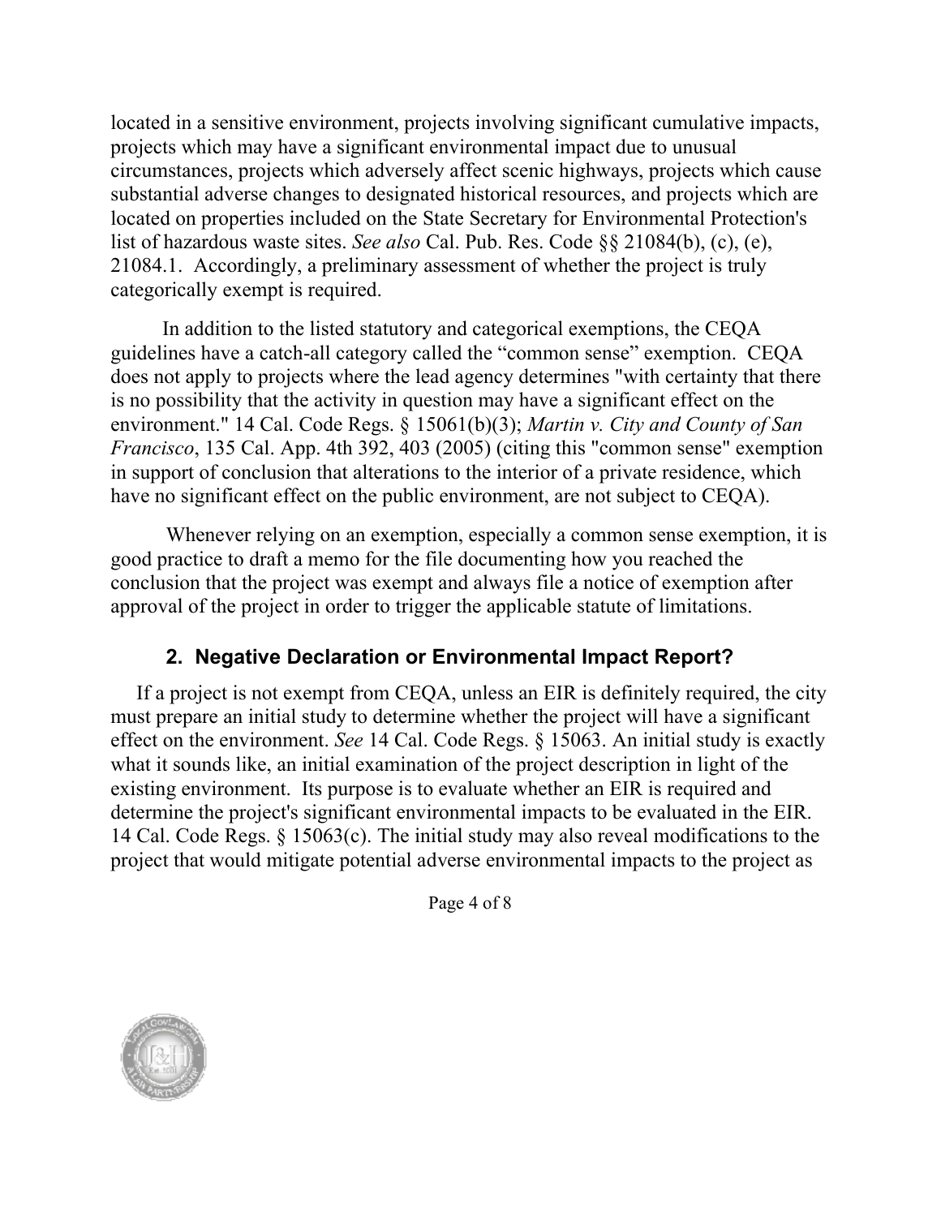located in a sensitive environment, projects involving significant cumulative impacts, projects which may have a significant environmental impact due to unusual circumstances, projects which adversely affect scenic highways, projects which cause substantial adverse changes to designated historical resources, and projects which are located on properties included on the State Secretary for Environmental Protection's list of hazardous waste sites. *See also* Cal. Pub. Res. Code §§ 21084(b), (c), (e), 21084.1. Accordingly, a preliminary assessment of whether the project is truly categorically exempt is required.

In addition to the listed statutory and categorical exemptions, the CEQA guidelines have a catch-all category called the "common sense" exemption. CEQA does not apply to projects where the lead agency determines "with certainty that there is no possibility that the activity in question may have a significant effect on the environment." 14 Cal. Code Regs. § 15061(b)(3); *Martin v. City and County of San Francisco*, 135 Cal. App. 4th 392, 403 (2005) (citing this "common sense" exemption in support of conclusion that alterations to the interior of a private residence, which have no significant effect on the public environment, are not subject to CEQA).

Whenever relying on an exemption, especially a common sense exemption, it is good practice to draft a memo for the file documenting how you reached the conclusion that the project was exempt and always file a notice of exemption after approval of the project in order to trigger the applicable statute of limitations.

### 2. Negative Declaration or Environmental Impact Report?

If a project is not exempt from CEQA, unless an EIR is definitely required, the city must prepare an initial study to determine whether the project will have a significant effect on the environment. *See* 14 Cal. Code Regs. § 15063. An initial study is exactly what it sounds like, an initial examination of the project description in light of the existing environment. Its purpose is to evaluate whether an EIR is required and determine the project's significant environmental impacts to be evaluated in the EIR. 14 Cal. Code Regs. § 15063(c). The initial study may also reveal modifications to the project that would mitigate potential adverse environmental impacts to the project as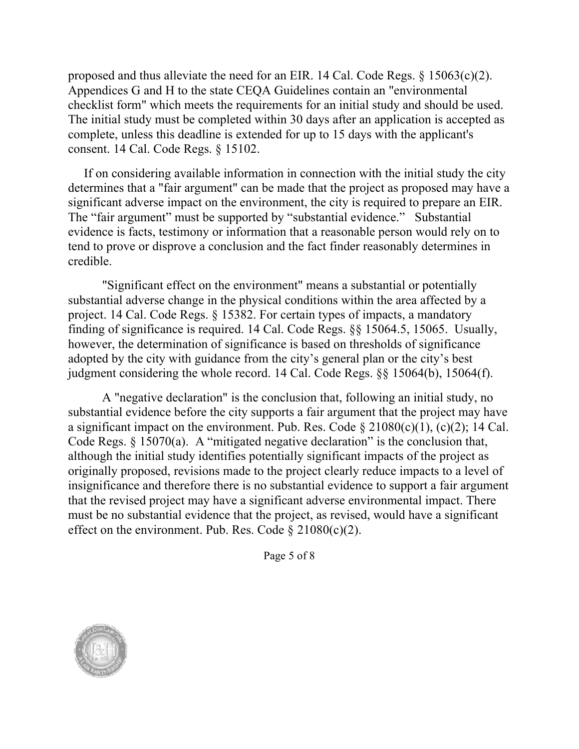proposed and thus alleviate the need for an EIR. 14 Cal. Code Regs. § 15063(c)(2). Appendices G and H to the state CEQA Guidelines contain an "environmental checklist form" which meets the requirements for an initial study and should be used. The initial study must be completed within 30 days after an application is accepted as complete, unless this deadline is extended for up to 15 days with the applicant's consent. 14 Cal. Code Regs. § 15102.

If on considering available information in connection with the initial study the city determines that a "fair argument" can be made that the project as proposed may have a significant adverse impact on the environment, the city is required to prepare an EIR. The "fair argument" must be supported by "substantial evidence." Substantial evidence is facts, testimony or information that a reasonable person would rely on to tend to prove or disprove a conclusion and the fact finder reasonably determines in credible.

"Significant effect on the environment" means a substantial or potentially substantial adverse change in the physical conditions within the area affected by a project. 14 Cal. Code Regs. § 15382. For certain types of impacts, a mandatory finding of significance is required. 14 Cal. Code Regs. §§ 15064.5, 15065. Usually, however, the determination of significance is based on thresholds of significance adopted by the city with guidance from the city's general plan or the city's best judgment considering the whole record. 14 Cal. Code Regs. §§ 15064(b), 15064(f).

A "negative declaration" is the conclusion that, following an initial study, no substantial evidence before the city supports a fair argument that the project may have a significant impact on the environment. Pub. Res. Code § 21080(c)(1), (c)(2); 14 Cal. Code Regs. § 15070(a). A "mitigated negative declaration" is the conclusion that, although the initial study identifies potentially significant impacts of the project as originally proposed, revisions made to the project clearly reduce impacts to a level of insignificance and therefore there is no substantial evidence to support a fair argument that the revised project may have a significant adverse environmental impact. There must be no substantial evidence that the project, as revised, would have a significant effect on the environment. Pub. Res. Code § 21080(c)(2).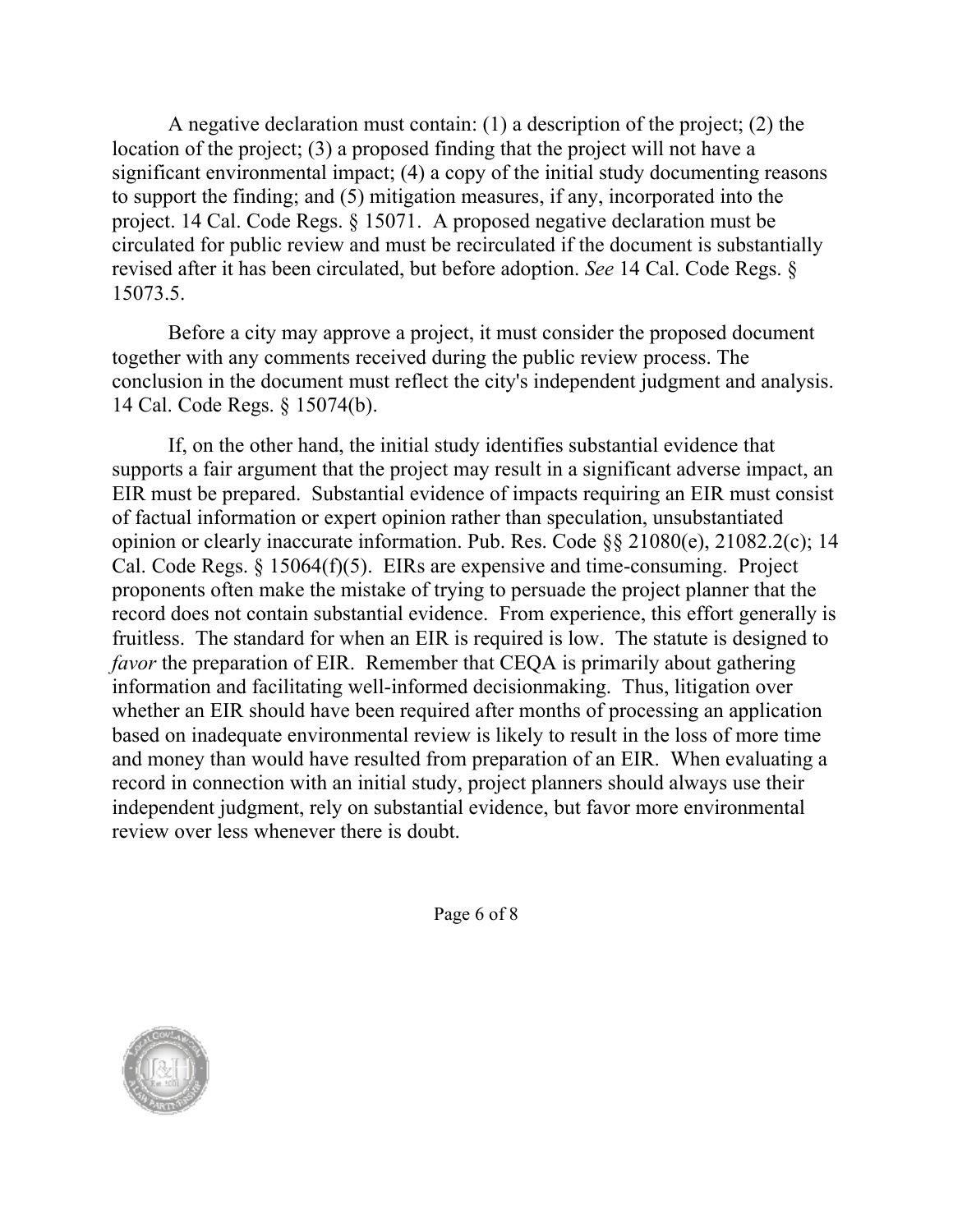A negative declaration must contain: (1) a description of the project; (2) the location of the project; (3) a proposed finding that the project will not have a significant environmental impact; (4) a copy of the initial study documenting reasons to support the finding; and (5) mitigation measures, if any, incorporated into the project. 14 Cal. Code Regs. § 15071. A proposed negative declaration must be circulated for public review and must be recirculated if the document is substantially revised after it has been circulated, but before adoption. *See* 14 Cal. Code Regs. § 15073.5.

Before a city may approve a project, it must consider the proposed document together with any comments received during the public review process. The conclusion in the document must reflect the city's independent judgment and analysis. 14 Cal. Code Regs. § 15074(b).

If, on the other hand, the initial study identifies substantial evidence that supports a fair argument that the project may result in a significant adverse impact, an EIR must be prepared. Substantial evidence of impacts requiring an EIR must consist of factual information or expert opinion rather than speculation, unsubstantiated opinion or clearly inaccurate information. Pub. Res. Code §§ 21080(e), 21082.2(c); 14 Cal. Code Regs. § 15064(f)(5). EIRs are expensive and time-consuming. Project proponents often make the mistake of trying to persuade the project planner that the record does not contain substantial evidence. From experience, this effort generally is fruitless. The standard for when an EIR is required is low. The statute is designed to *favor* the preparation of EIR. Remember that CEQA is primarily about gathering information and facilitating well-informed decisionmaking. Thus, litigation over whether an EIR should have been required after months of processing an application based on inadequate environmental review is likely to result in the loss of more time and money than would have resulted from preparation of an EIR. When evaluating a record in connection with an initial study, project planners should always use their independent judgment, rely on substantial evidence, but favor more environmental review over less whenever there is doubt.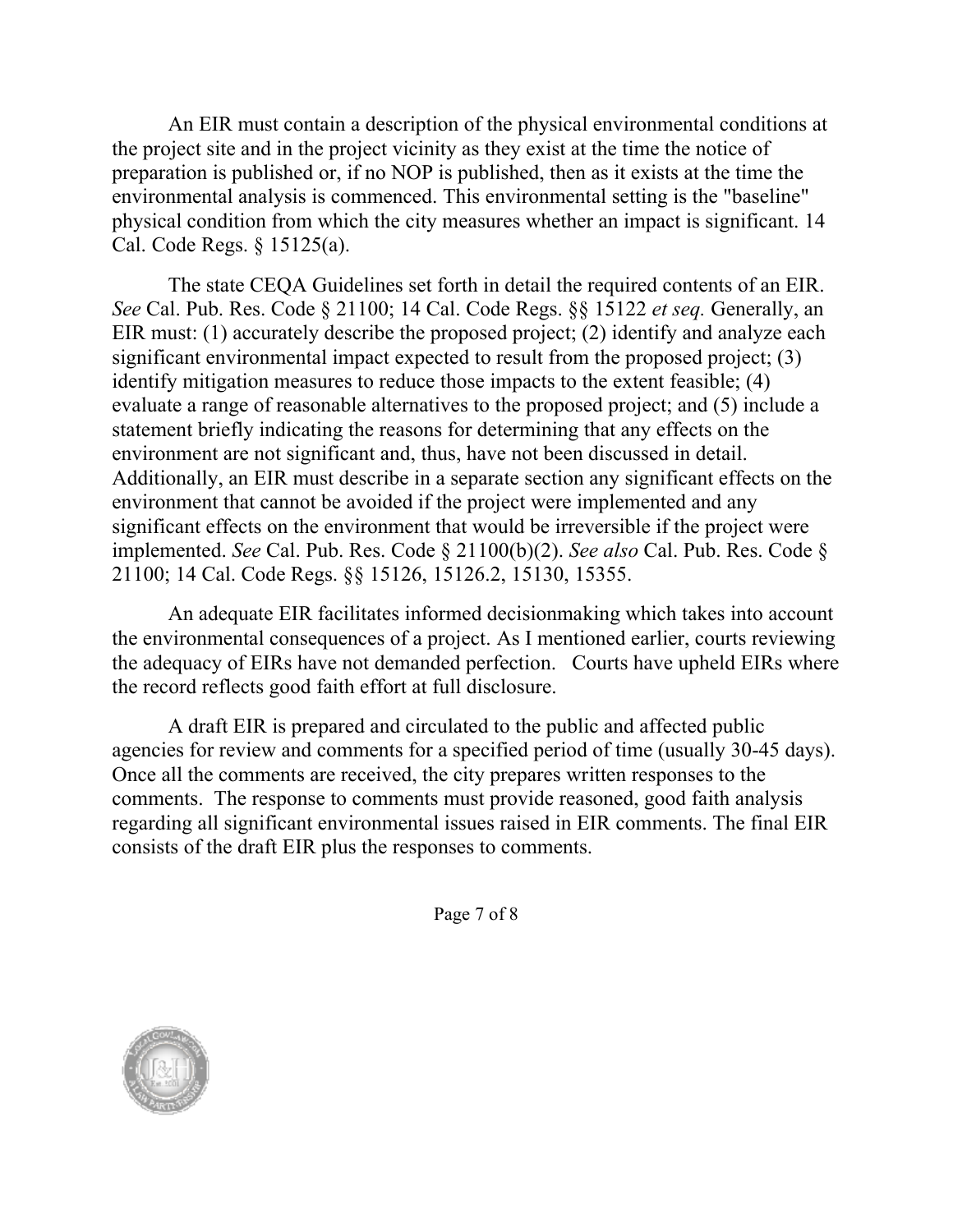An EIR must contain a description of the physical environmental conditions at the project site and in the project vicinity as they exist at the time the notice of preparation is published or, if no NOP is published, then as it exists at the time the environmental analysis is commenced. This environmental setting is the "baseline" physical condition from which the city measures whether an impact is significant. 14 Cal. Code Regs. § 15125(a).

The state CEQA Guidelines set forth in detail the required contents of an EIR. *See* Cal. Pub. Res. Code § 21100; 14 Cal. Code Regs. §§ 15122 *et seq.* Generally, an EIR must: (1) accurately describe the proposed project; (2) identify and analyze each significant environmental impact expected to result from the proposed project; (3) identify mitigation measures to reduce those impacts to the extent feasible; (4) evaluate a range of reasonable alternatives to the proposed project; and (5) include a statement briefly indicating the reasons for determining that any effects on the environment are not significant and, thus, have not been discussed in detail. Additionally, an EIR must describe in a separate section any significant effects on the environment that cannot be avoided if the project were implemented and any significant effects on the environment that would be irreversible if the project were implemented. *See* Cal. Pub. Res. Code § 21100(b)(2). *See also* Cal. Pub. Res. Code § 21100; 14 Cal. Code Regs. §§ 15126, 15126.2, 15130, 15355.

An adequate EIR facilitates informed decisionmaking which takes into account the environmental consequences of a project. As I mentioned earlier, courts reviewing the adequacy of EIRs have not demanded perfection. Courts have upheld EIRs where the record reflects good faith effort at full disclosure.

A draft EIR is prepared and circulated to the public and affected public agencies for review and comments for a specified period of time (usually 30-45 days). Once all the comments are received, the city prepares written responses to the comments. The response to comments must provide reasoned, good faith analysis regarding all significant environmental issues raised in EIR comments. The final EIR consists of the draft EIR plus the responses to comments.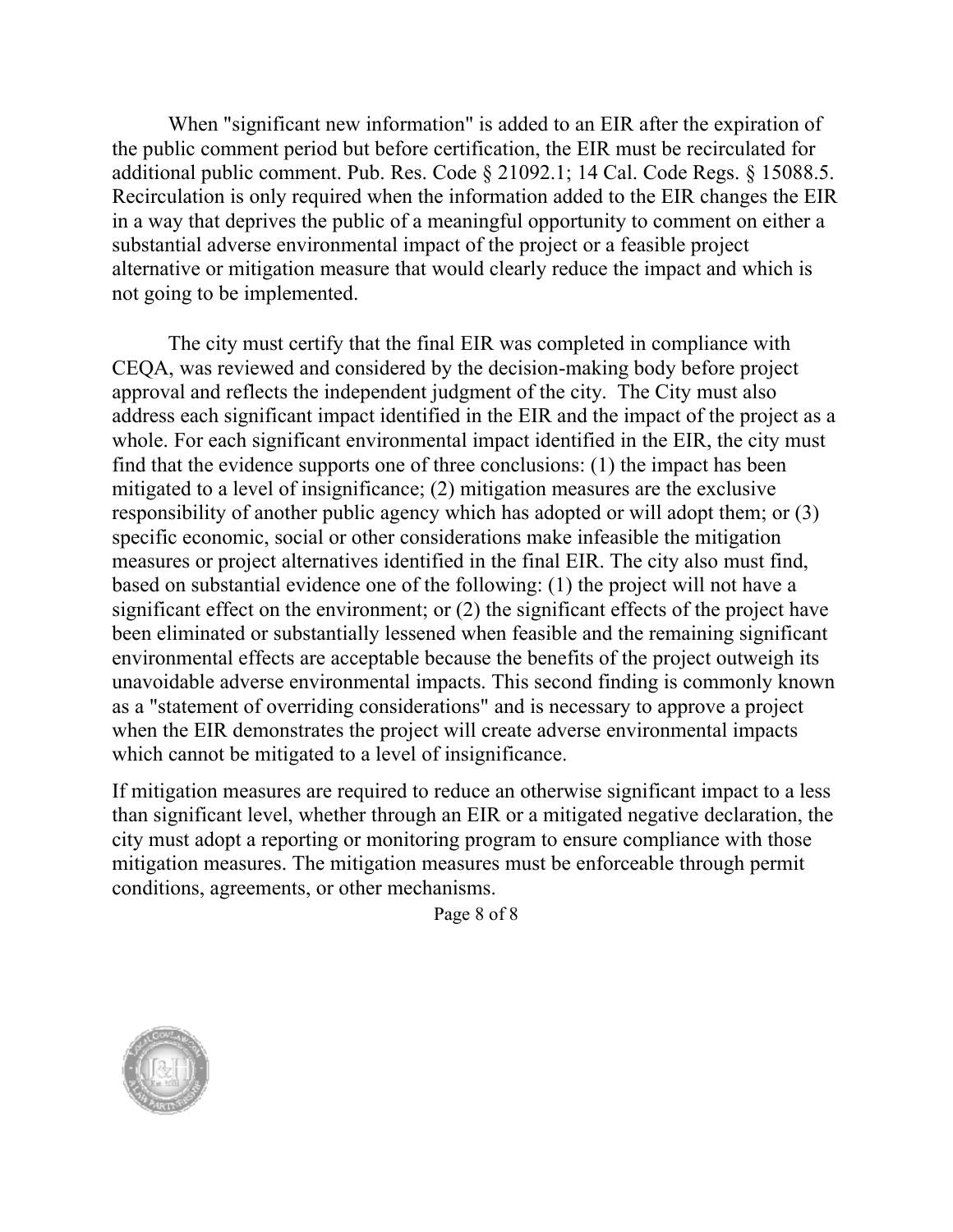When "significant new information" is added to an EIR after the expiration of the public comment period but before certification, the EIR must be recirculated for additional public comment. Pub. Res. Code § 21092.1; 14 Cal. Code Regs. § 15088.5. Recirculation is only required when the information added to the EIR changes the EIR in a way that deprives the public of a meaningful opportunity to comment on either a substantial adverse environmental impact of the project or a feasible project alternative or mitigation measure that would clearly reduce the impact and which is not going to be implemented.

The city must certify that the final EIR was completed in compliance with CEQA, was reviewed and considered by the decision-making body before project approval and reflects the independent judgment of the city. The City must also address each significant impact identified in the EIR and the impact of the project as a whole. For each significant environmental impact identified in the EIR, the city must find that the evidence supports one of three conclusions: (1) the impact has been mitigated to a level of insignificance; (2) mitigation measures are the exclusive responsibility of another public agency which has adopted or will adopt them; or (3) specific economic, social or other considerations make infeasible the mitigation measures or project alternatives identified in the final EIR. The city also must find, based on substantial evidence one of the following: (1) the project will not have a significant effect on the environment; or (2) the significant effects of the project have been eliminated or substantially lessened when feasible and the remaining significant environmental effects are acceptable because the benefits of the project outweigh its unavoidable adverse environmental impacts. This second finding is commonly known as a "statement of overriding considerations" and is necessary to approve a project when the EIR demonstrates the project will create adverse environmental impacts which cannot be mitigated to a level of insignificance.

If mitigation measures are required to reduce an otherwise significant impact to a less than significant level, whether through an EIR or a mitigated negative declaration, the city must adopt a reporting or monitoring program to ensure compliance with those mitigation measures. The mitigation measures must be enforceable through permit conditions, agreements, or other mechanisms.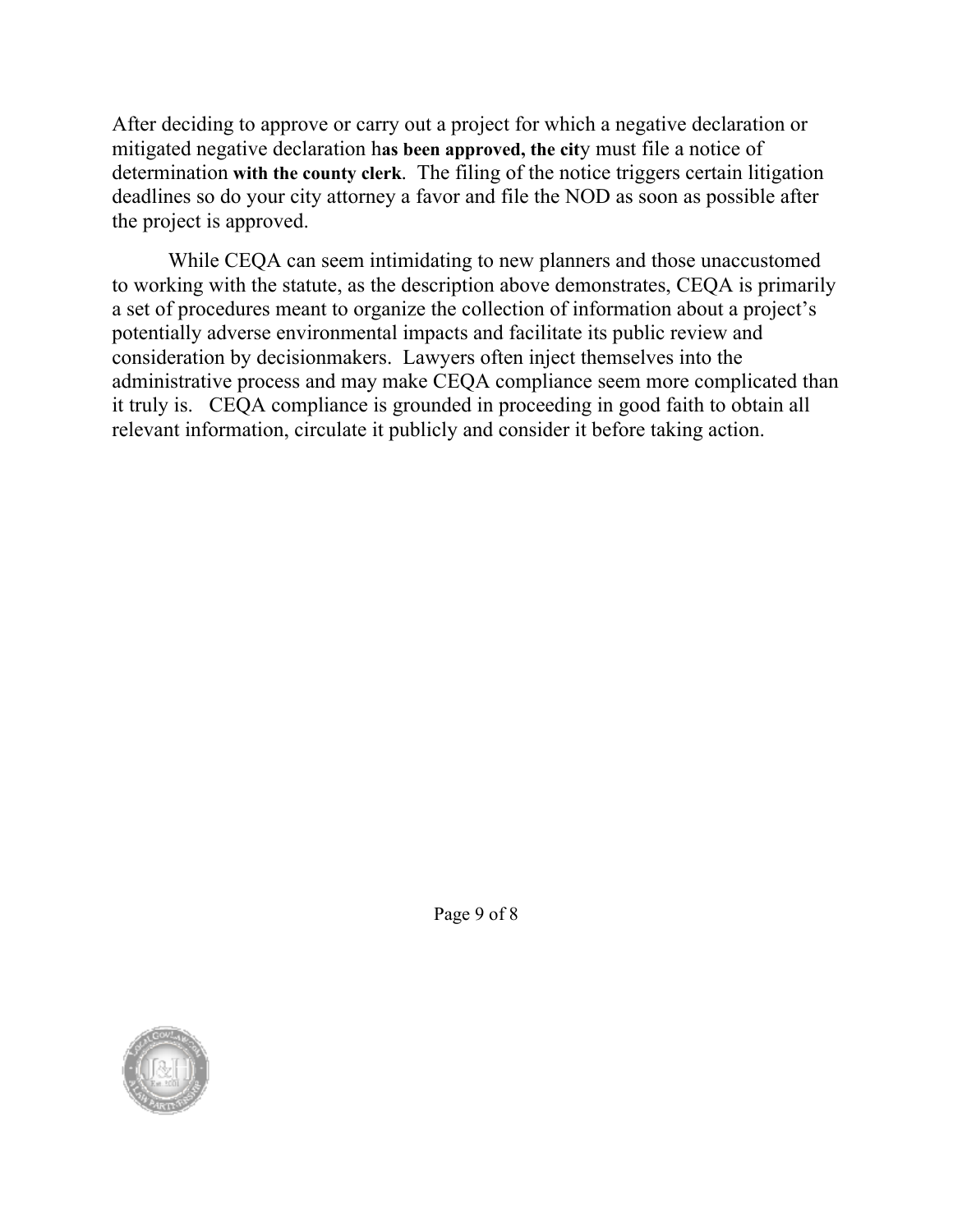After deciding to approve or carry out a project for which a negative declaration or mitigated negative declaration has been approved, the city must file a notice of determination with the county clerk. The filing of the notice triggers certain litigation deadlines so do your city attorney a favor and file the NOD as soon as possible after the project is approved.

While CEQA can seem intimidating to new planners and those unaccustomed to working with the statute, as the description above demonstrates, CEQA is primarily a set of procedures meant to organize the collection of information about a project's potentially adverse environmental impacts and facilitate its public review and consideration by decisionmakers. Lawyers often inject themselves into the administrative process and may make CEQA compliance seem more complicated than it truly is. CEQA compliance is grounded in proceeding in good faith to obtain all relevant information, circulate it publicly and consider it before taking action.